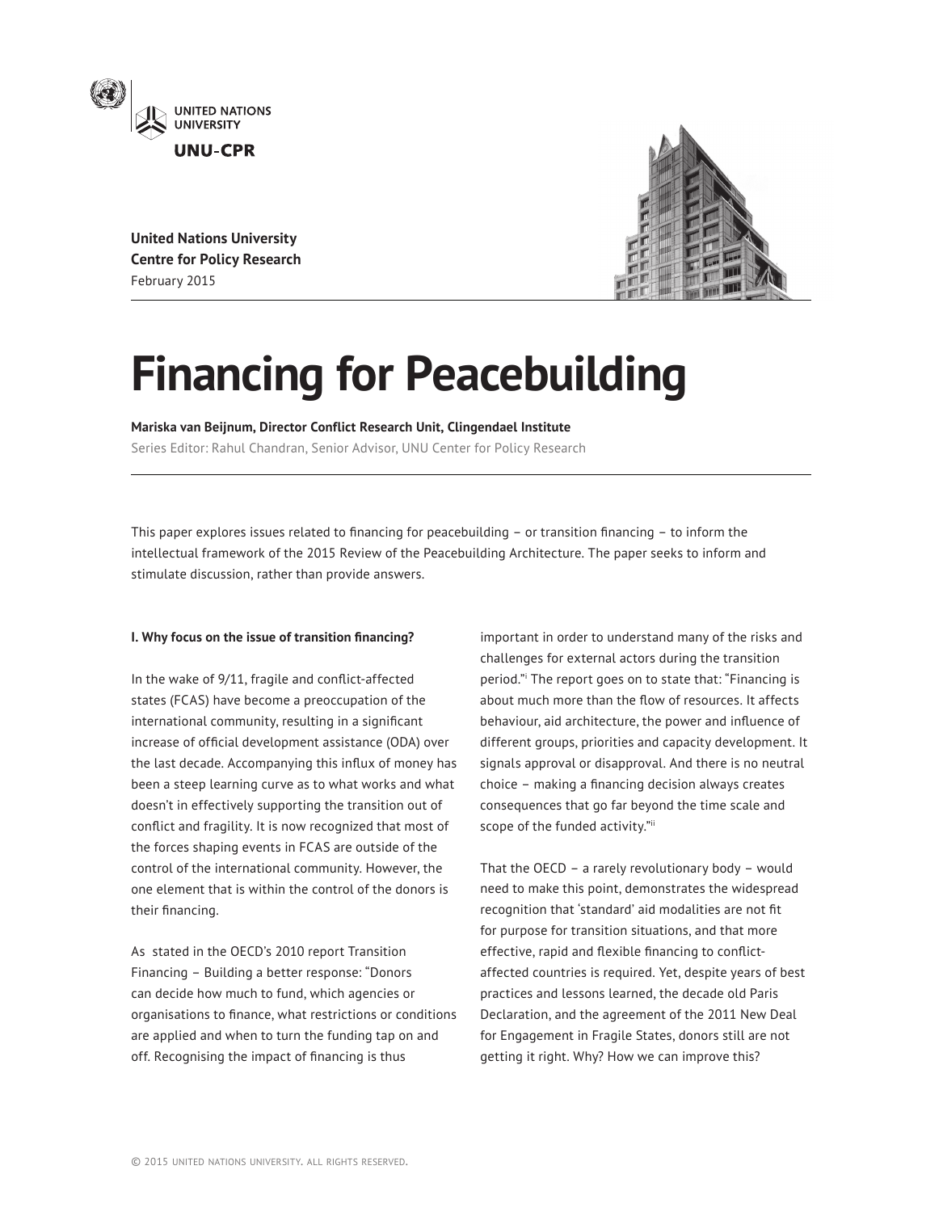United Nations University
Centre for Policy Research
February 2015

# Financing for Peacebuilding

**Mariska van Beijnum, Director Conflict Research Unit, Clingendael Institute**

Series Editor: Rahul Chandran, Senior Advisor, UNU Center for Policy Research

This paper explores issues related to financing for peacebuilding – or transition financing – to inform the intellectual framework of the 2015 Review of the Peacebuilding Architecture. The paper seeks to inform and stimulate discussion, rather than provide answers.

### I. Why focus on the issue of transition financing?

In the wake of 9/11, fragile and conflict-affected states (FCAS) have become a preoccupation of the international community, resulting in a significant increase of official development assistance (ODA) over the last decade. Accompanying this influx of money has been a steep learning curve as to what works and what doesn't in effectively supporting the transition out of conflict and fragility. It is now recognized that most of the forces shaping events in FCAS are outside of the control of the international community. However, the one element that is within the control of the donors is their financing.

As stated in the OECD's 2010 report Transition Financing – Building a better response: "Donors can decide how much to fund, which agencies or organisations to finance, what restrictions or conditions are applied and when to turn the funding tap on and off. Recognising the impact of financing is thus important in order to understand many of the risks and challenges for external actors during the transition period."[i] The report goes on to state that: "Financing is about much more than the flow of resources. It affects behaviour, aid architecture, the power and influence of different groups, priorities and capacity development. It signals approval or disapproval. And there is no neutral choice – making a financing decision always creates consequences that go far beyond the time scale and scope of the funded activity."[ii]

That the OECD – a rarely revolutionary body – would need to make this point, demonstrates the widespread recognition that 'standard' aid modalities are not fit for purpose for transition situations, and that more effective, rapid and flexible financing to conflict-affected countries is required. Yet, despite years of best practices and lessons learned, the decade old Paris Declaration, and the agreement of the 2011 New Deal for Engagement in Fragile States, donors still are not getting it right. Why? How we can improve this?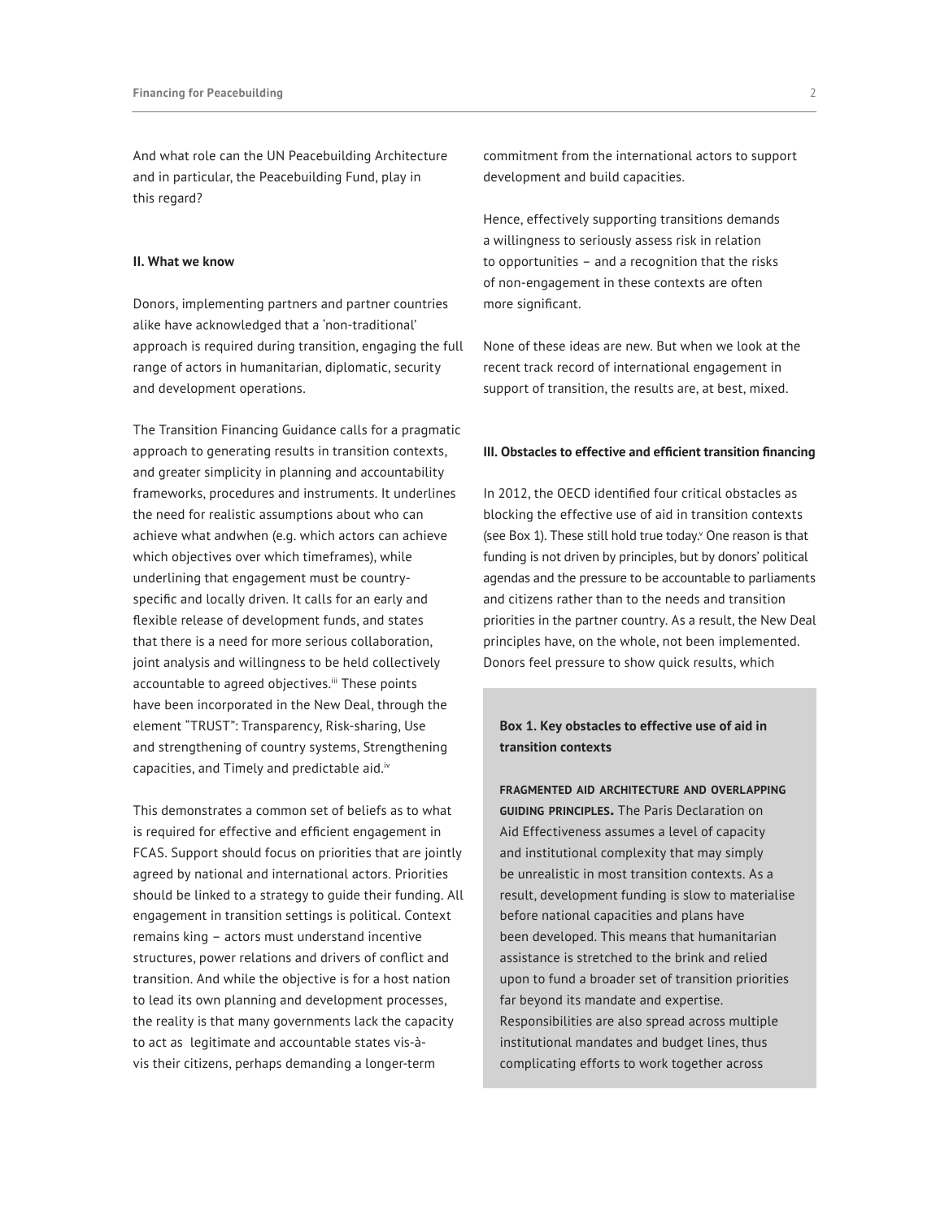And what role can the UN Peacebuilding Architecture and in particular, the Peacebuilding Fund, play in this regard?

## II. What we know

Donors, implementing partners and partner countries alike have acknowledged that a 'non-traditional' approach is required during transition, engaging the full range of actors in humanitarian, diplomatic, security and development operations.

The Transition Financing Guidance calls for a pragmatic approach to generating results in transition contexts, and greater simplicity in planning and accountability frameworks, procedures and instruments. It underlines the need for realistic assumptions about who can achieve what andwhen (e.g. which actors can achieve which objectives over which timeframes), while underlining that engagement must be country-specific and locally driven. It calls for an early and flexible release of development funds, and states that there is a need for more serious collaboration, joint analysis and willingness to be held collectively accountable to agreed objectives.[iii] These points have been incorporated in the New Deal, through the element "TRUST": Transparency, Risk-sharing, Use and strengthening of country systems, Strengthening capacities, and Timely and predictable aid.[iv]

This demonstrates a common set of beliefs as to what is required for effective and efficient engagement in FCAS. Support should focus on priorities that are jointly agreed by national and international actors. Priorities should be linked to a strategy to guide their funding. All engagement in transition settings is political. Context remains king – actors must understand incentive structures, power relations and drivers of conflict and transition. And while the objective is for a host nation to lead its own planning and development processes, the reality is that many governments lack the capacity to act as legitimate and accountable states vis-à-vis their citizens, perhaps demanding a longer-term commitment from the international actors to support development and build capacities.

Hence, effectively supporting transitions demands a willingness to seriously assess risk in relation to opportunities – and a recognition that the risks of non-engagement in these contexts are often more significant.

None of these ideas are new. But when we look at the recent track record of international engagement in support of transition, the results are, at best, mixed.

## III. Obstacles to effective and efficient transition financing

In 2012, the OECD identified four critical obstacles as blocking the effective use of aid in transition contexts (see Box 1). These still hold true today.[v] One reason is that funding is not driven by principles, but by donors' political agendas and the pressure to be accountable to parliaments and citizens rather than to the needs and transition priorities in the partner country. As a result, the New Deal principles have, on the whole, not been implemented. Donors feel pressure to show quick results, which

### Box 1. Key obstacles to effective use of aid in transition contexts

**FRAGMENTED AID ARCHITECTURE AND OVERLAPPING GUIDING PRINCIPLES.** The Paris Declaration on Aid Effectiveness assumes a level of capacity and institutional complexity that may simply be unrealistic in most transition contexts. As a result, development funding is slow to materialise before national capacities and plans have been developed. This means that humanitarian assistance is stretched to the brink and relied upon to fund a broader set of transition priorities far beyond its mandate and expertise. Responsibilities are also spread across multiple institutional mandates and budget lines, thus complicating efforts to work together across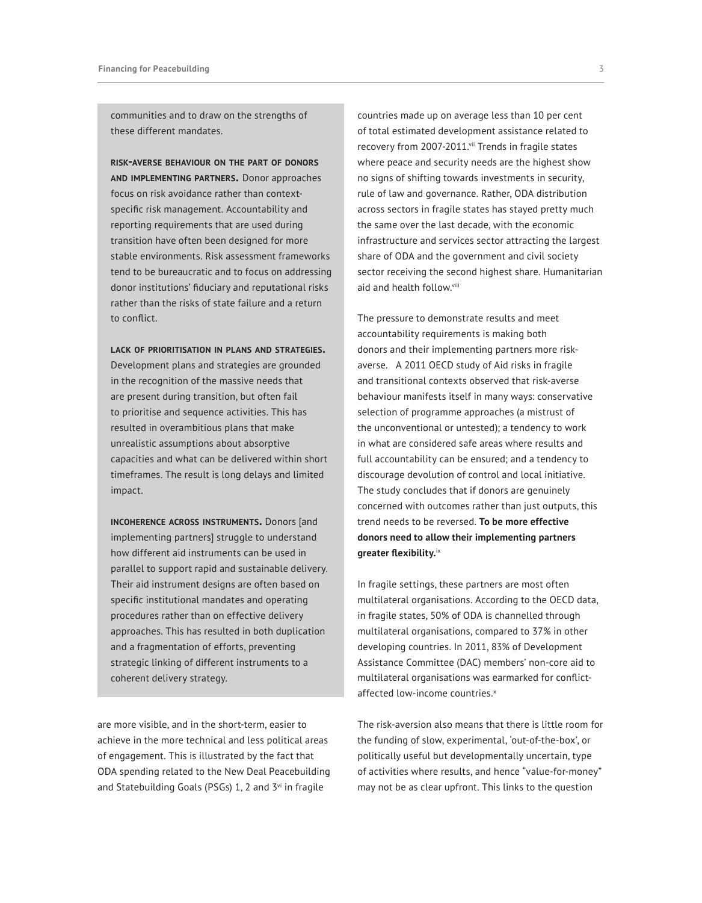communities and to draw on the strengths of these different mandates.

**RISK-AVERSE BEHAVIOUR ON THE PART OF DONORS AND IMPLEMENTING PARTNERS.** Donor approaches focus on risk avoidance rather than context-specific risk management. Accountability and reporting requirements that are used during transition have often been designed for more stable environments. Risk assessment frameworks tend to be bureaucratic and to focus on addressing donor institutions' fiduciary and reputational risks rather than the risks of state failure and a return to conflict.

**LACK OF PRIORITISATION IN PLANS AND STRATEGIES.** Development plans and strategies are grounded in the recognition of the massive needs that are present during transition, but often fail to prioritise and sequence activities. This has resulted in overambitious plans that make unrealistic assumptions about absorptive capacities and what can be delivered within short timeframes. The result is long delays and limited impact.

**INCOHERENCE ACROSS INSTRUMENTS.** Donors [and implementing partners] struggle to understand how different aid instruments can be used in parallel to support rapid and sustainable delivery. Their aid instrument designs are often based on specific institutional mandates and operating procedures rather than on effective delivery approaches. This has resulted in both duplication and a fragmentation of efforts, preventing strategic linking of different instruments to a coherent delivery strategy.

are more visible, and in the short-term, easier to achieve in the more technical and less political areas of engagement. This is illustrated by the fact that ODA spending related to the New Deal Peacebuilding and Statebuilding Goals (PSGs) 1, 2 and 3[vi] in fragile countries made up on average less than 10 per cent of total estimated development assistance related to recovery from 2007-2011.[vii] Trends in fragile states where peace and security needs are the highest show no signs of shifting towards investments in security, rule of law and governance. Rather, ODA distribution across sectors in fragile states has stayed pretty much the same over the last decade, with the economic infrastructure and services sector attracting the largest share of ODA and the government and civil society sector receiving the second highest share. Humanitarian aid and health follow.[viii]

The pressure to demonstrate results and meet accountability requirements is making both donors and their implementing partners more risk-averse. A 2011 OECD study of Aid risks in fragile and transitional contexts observed that risk-averse behaviour manifests itself in many ways: conservative selection of programme approaches (a mistrust of the unconventional or untested); a tendency to work in what are considered safe areas where results and full accountability can be ensured; and a tendency to discourage devolution of control and local initiative. The study concludes that if donors are genuinely concerned with outcomes rather than just outputs, this trend needs to be reversed. **To be more effective donors need to allow their implementing partners greater flexibility.**[ix]

In fragile settings, these partners are most often multilateral organisations. According to the OECD data, in fragile states, 50% of ODA is channelled through multilateral organisations, compared to 37% in other developing countries. In 2011, 83% of Development Assistance Committee (DAC) members' non-core aid to multilateral organisations was earmarked for conflict-affected low-income countries.[x]

The risk-aversion also means that there is little room for the funding of slow, experimental, 'out-of-the-box', or politically useful but developmentally uncertain, type of activities where results, and hence "value-for-money" may not be as clear upfront. This links to the question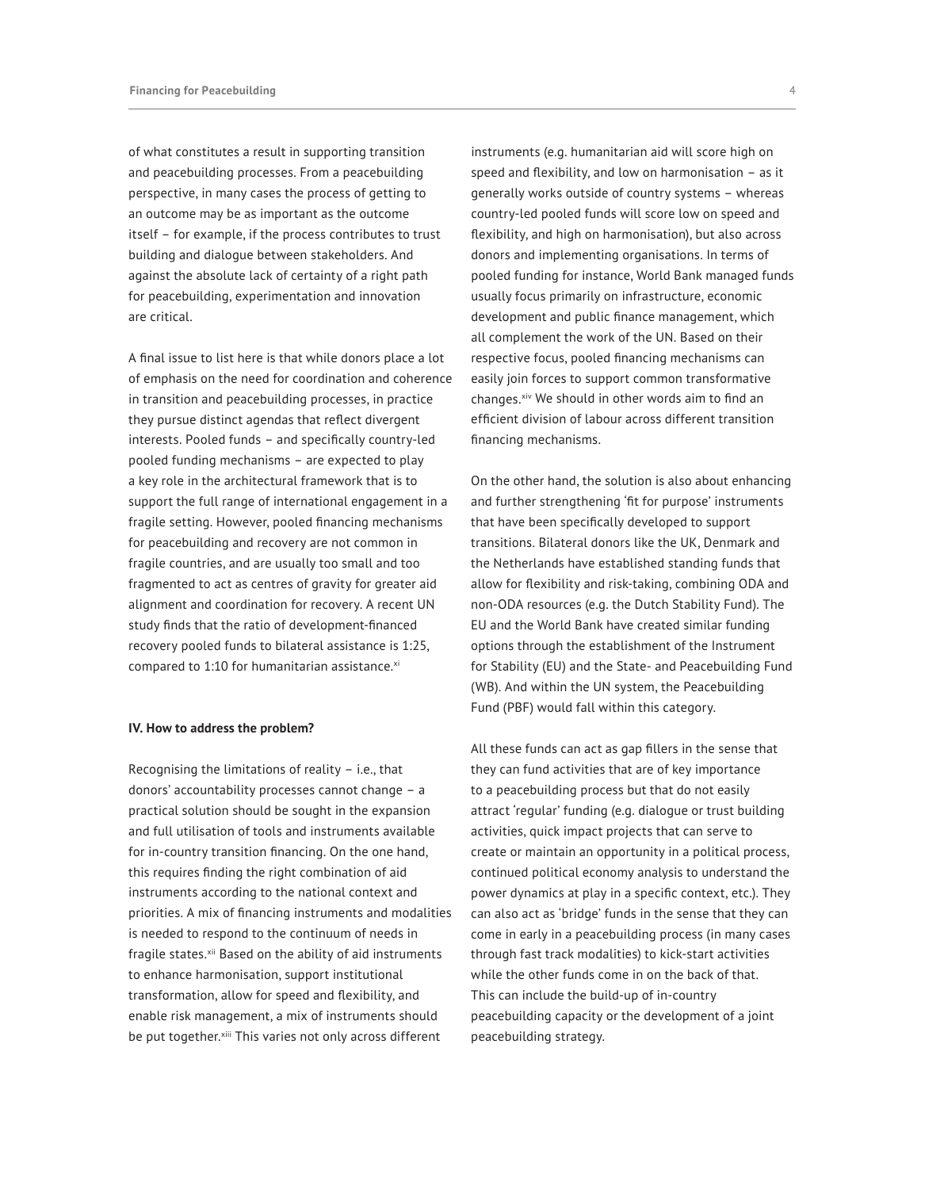of what constitutes a result in supporting transition and peacebuilding processes. From a peacebuilding perspective, in many cases the process of getting to an outcome may be as important as the outcome itself – for example, if the process contributes to trust building and dialogue between stakeholders. And against the absolute lack of certainty of a right path for peacebuilding, experimentation and innovation are critical.

A final issue to list here is that while donors place a lot of emphasis on the need for coordination and coherence in transition and peacebuilding processes, in practice they pursue distinct agendas that reflect divergent interests. Pooled funds – and specifically country-led pooled funding mechanisms – are expected to play a key role in the architectural framework that is to support the full range of international engagement in a fragile setting. However, pooled financing mechanisms for peacebuilding and recovery are not common in fragile countries, and are usually too small and too fragmented to act as centres of gravity for greater aid alignment and coordination for recovery. A recent UN study finds that the ratio of development-financed recovery pooled funds to bilateral assistance is 1:25, compared to 1:10 for humanitarian assistance.[xi]

**IV. How to address the problem?**

Recognising the limitations of reality – i.e., that donors' accountability processes cannot change – a practical solution should be sought in the expansion and full utilisation of tools and instruments available for in-country transition financing. On the one hand, this requires finding the right combination of aid instruments according to the national context and priorities. A mix of financing instruments and modalities is needed to respond to the continuum of needs in fragile states.[xii] Based on the ability of aid instruments to enhance harmonisation, support institutional transformation, allow for speed and flexibility, and enable risk management, a mix of instruments should be put together.[xiii] This varies not only across different instruments (e.g. humanitarian aid will score high on speed and flexibility, and low on harmonisation – as it generally works outside of country systems – whereas country-led pooled funds will score low on speed and flexibility, and high on harmonisation), but also across donors and implementing organisations. In terms of pooled funding for instance, World Bank managed funds usually focus primarily on infrastructure, economic development and public finance management, which all complement the work of the UN. Based on their respective focus, pooled financing mechanisms can easily join forces to support common transformative changes.[xiv] We should in other words aim to find an efficient division of labour across different transition financing mechanisms.

On the other hand, the solution is also about enhancing and further strengthening 'fit for purpose' instruments that have been specifically developed to support transitions. Bilateral donors like the UK, Denmark and the Netherlands have established standing funds that allow for flexibility and risk-taking, combining ODA and non-ODA resources (e.g. the Dutch Stability Fund). The EU and the World Bank have created similar funding options through the establishment of the Instrument for Stability (EU) and the State- and Peacebuilding Fund (WB). And within the UN system, the Peacebuilding Fund (PBF) would fall within this category.

All these funds can act as gap fillers in the sense that they can fund activities that are of key importance to a peacebuilding process but that do not easily attract 'regular' funding (e.g. dialogue or trust building activities, quick impact projects that can serve to create or maintain an opportunity in a political process, continued political economy analysis to understand the power dynamics at play in a specific context, etc.). They can also act as 'bridge' funds in the sense that they can come in early in a peacebuilding process (in many cases through fast track modalities) to kick-start activities while the other funds come in on the back of that. This can include the build-up of in-country peacebuilding capacity or the development of a joint peacebuilding strategy.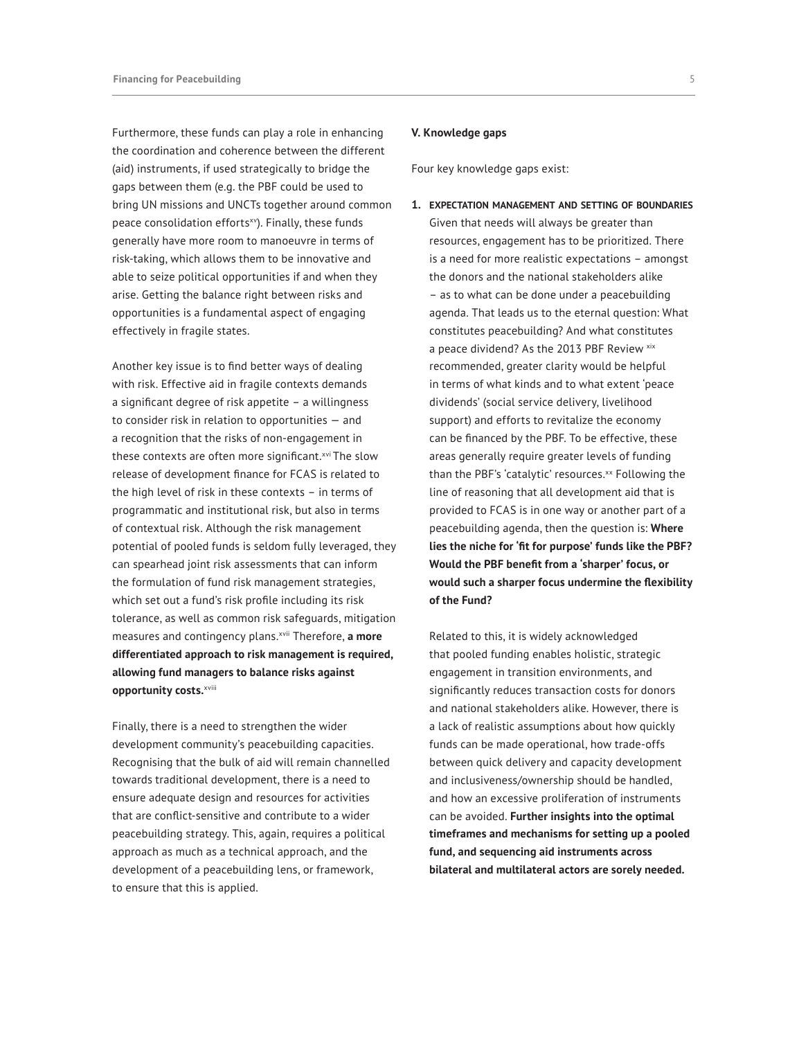Furthermore, these funds can play a role in enhancing the coordination and coherence between the different (aid) instruments, if used strategically to bridge the gaps between them (e.g. the PBF could be used to bring UN missions and UNCTs together around common peace consolidation efforts[xv]). Finally, these funds generally have more room to manoeuvre in terms of risk-taking, which allows them to be innovative and able to seize political opportunities if and when they arise. Getting the balance right between risks and opportunities is a fundamental aspect of engaging effectively in fragile states.

Another key issue is to find better ways of dealing with risk. Effective aid in fragile contexts demands a significant degree of risk appetite – a willingness to consider risk in relation to opportunities — and a recognition that the risks of non-engagement in these contexts are often more significant.[xvi] The slow release of development finance for FCAS is related to the high level of risk in these contexts – in terms of programmatic and institutional risk, but also in terms of contextual risk. Although the risk management potential of pooled funds is seldom fully leveraged, they can spearhead joint risk assessments that can inform the formulation of fund risk management strategies, which set out a fund's risk profile including its risk tolerance, as well as common risk safeguards, mitigation measures and contingency plans.[xvii] Therefore, **a more differentiated approach to risk management is required, allowing fund managers to balance risks against opportunity costs.**[xviii]

Finally, there is a need to strengthen the wider development community's peacebuilding capacities. Recognising that the bulk of aid will remain channelled towards traditional development, there is a need to ensure adequate design and resources for activities that are conflict-sensitive and contribute to a wider peacebuilding strategy. This, again, requires a political approach as much as a technical approach, and the development of a peacebuilding lens, or framework, to ensure that this is applied.

## V. Knowledge gaps

Four key knowledge gaps exist:

1. **EXPECTATION MANAGEMENT AND SETTING OF BOUNDARIES**
   Given that needs will always be greater than resources, engagement has to be prioritized. There is a need for more realistic expectations – amongst the donors and the national stakeholders alike – as to what can be done under a peacebuilding agenda. That leads us to the eternal question: What constitutes peacebuilding? And what constitutes a peace dividend? As the 2013 PBF Review[xix] recommended, greater clarity would be helpful in terms of what kinds and to what extent 'peace dividends' (social service delivery, livelihood support) and efforts to revitalize the economy can be financed by the PBF. To be effective, these areas generally require greater levels of funding than the PBF's 'catalytic' resources.[xx] Following the line of reasoning that all development aid that is provided to FCAS is in one way or another part of a peacebuilding agenda, then the question is: **Where lies the niche for 'fit for purpose' funds like the PBF? Would the PBF benefit from a 'sharper' focus, or would such a sharper focus undermine the flexibility of the Fund?**

   Related to this, it is widely acknowledged that pooled funding enables holistic, strategic engagement in transition environments, and significantly reduces transaction costs for donors and national stakeholders alike. However, there is a lack of realistic assumptions about how quickly funds can be made operational, how trade-offs between quick delivery and capacity development and inclusiveness/ownership should be handled, and how an excessive proliferation of instruments can be avoided. **Further insights into the optimal timeframes and mechanisms for setting up a pooled fund, and sequencing aid instruments across bilateral and multilateral actors are sorely needed.**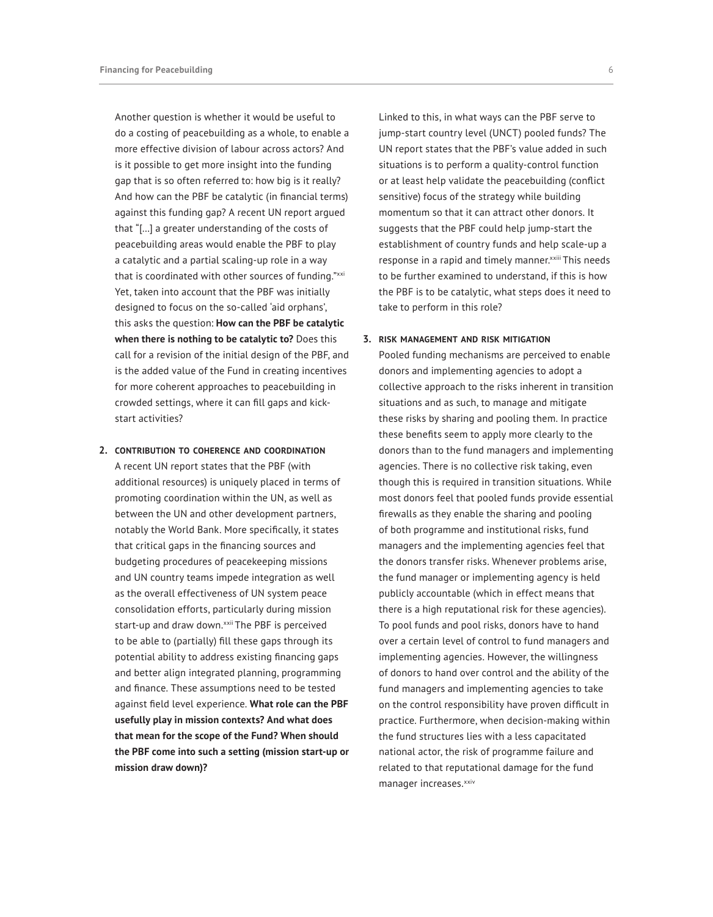Another question is whether it would be useful to do a costing of peacebuilding as a whole, to enable a more effective division of labour across actors? And is it possible to get more insight into the funding gap that is so often referred to: how big is it really? And how can the PBF be catalytic (in financial terms) against this funding gap? A recent UN report argued that "[…] a greater understanding of the costs of peacebuilding areas would enable the PBF to play a catalytic and a partial scaling-up role in a way that is coordinated with other sources of funding."[xxi] Yet, taken into account that the PBF was initially designed to focus on the so-called 'aid orphans', this asks the question: **How can the PBF be catalytic when there is nothing to be catalytic to?** Does this call for a revision of the initial design of the PBF, and is the added value of the Fund in creating incentives for more coherent approaches to peacebuilding in crowded settings, where it can fill gaps and kick-start activities?

**2. CONTRIBUTION TO COHERENCE AND COORDINATION**

A recent UN report states that the PBF (with additional resources) is uniquely placed in terms of promoting coordination within the UN, as well as between the UN and other development partners, notably the World Bank. More specifically, it states that critical gaps in the financing sources and budgeting procedures of peacekeeping missions and UN country teams impede integration as well as the overall effectiveness of UN system peace consolidation efforts, particularly during mission start-up and draw down.[xxii] The PBF is perceived to be able to (partially) fill these gaps through its potential ability to address existing financing gaps and better align integrated planning, programming and finance. These assumptions need to be tested against field level experience. **What role can the PBF usefully play in mission contexts? And what does that mean for the scope of the Fund? When should the PBF come into such a setting (mission start-up or mission draw down)?**

Linked to this, in what ways can the PBF serve to jump-start country level (UNCT) pooled funds? The UN report states that the PBF's value added in such situations is to perform a quality-control function or at least help validate the peacebuilding (conflict sensitive) focus of the strategy while building momentum so that it can attract other donors. It suggests that the PBF could help jump-start the establishment of country funds and help scale-up a response in a rapid and timely manner.[xxiii] This needs to be further examined to understand, if this is how the PBF is to be catalytic, what steps does it need to take to perform in this role?

**3. RISK MANAGEMENT AND RISK MITIGATION**

Pooled funding mechanisms are perceived to enable donors and implementing agencies to adopt a collective approach to the risks inherent in transition situations and as such, to manage and mitigate these risks by sharing and pooling them. In practice these benefits seem to apply more clearly to the donors than to the fund managers and implementing agencies. There is no collective risk taking, even though this is required in transition situations. While most donors feel that pooled funds provide essential firewalls as they enable the sharing and pooling of both programme and institutional risks, fund managers and the implementing agencies feel that the donors transfer risks. Whenever problems arise, the fund manager or implementing agency is held publicly accountable (which in effect means that there is a high reputational risk for these agencies). To pool funds and pool risks, donors have to hand over a certain level of control to fund managers and implementing agencies. However, the willingness of donors to hand over control and the ability of the fund managers and implementing agencies to take on the control responsibility have proven difficult in practice. Furthermore, when decision-making within the fund structures lies with a less capacitated national actor, the risk of programme failure and related to that reputational damage for the fund manager increases.[xxiv]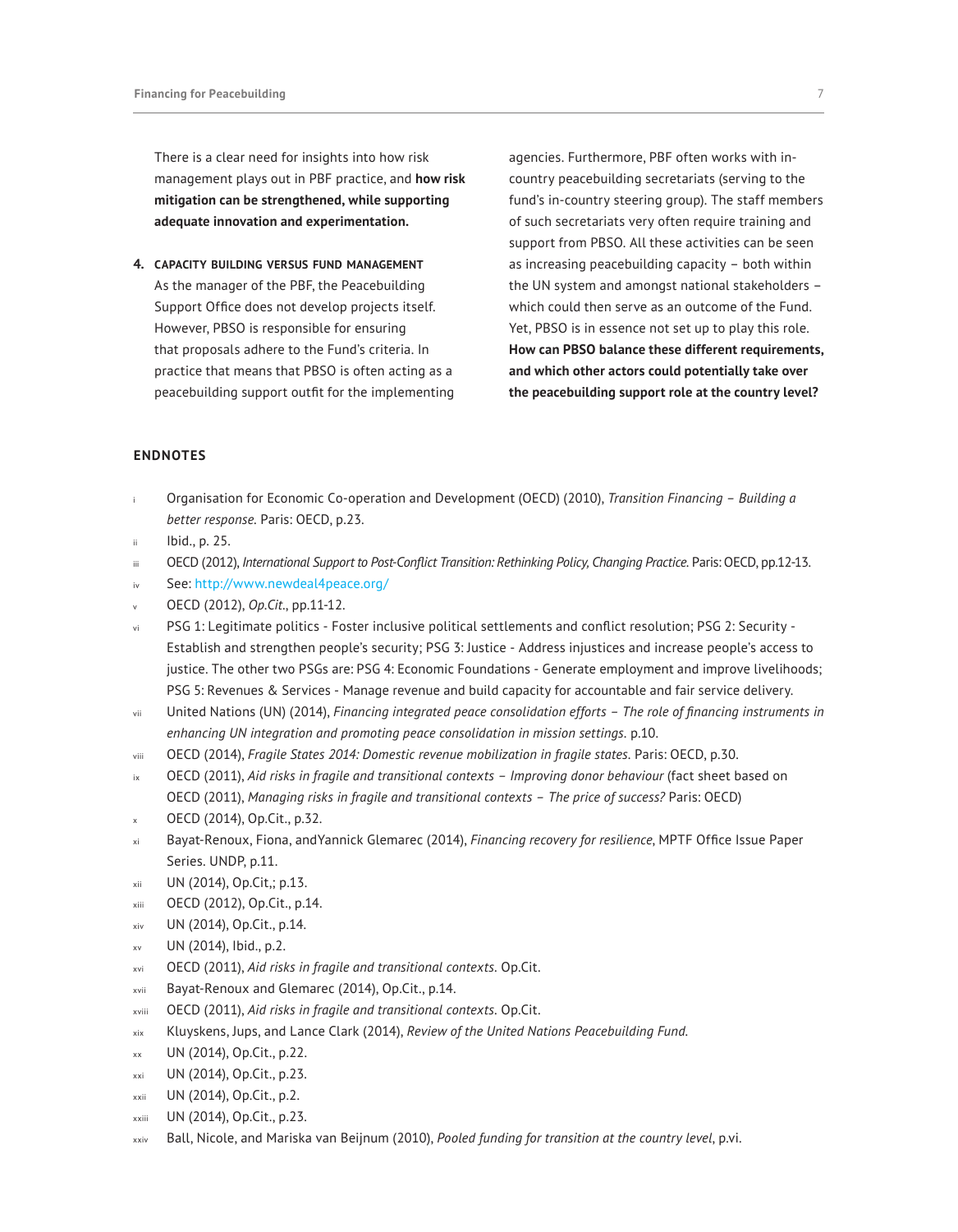There is a clear need for insights into how risk management plays out in PBF practice, and **how risk mitigation can be strengthened, while supporting adequate innovation and experimentation.**

4. **CAPACITY BUILDING VERSUS FUND MANAGEMENT**
As the manager of the PBF, the Peacebuilding Support Office does not develop projects itself. However, PBSO is responsible for ensuring that proposals adhere to the Fund's criteria. In practice that means that PBSO is often acting as a peacebuilding support outfit for the implementing agencies. Furthermore, PBF often works with in-country peacebuilding secretariats (serving to the fund's in-country steering group). The staff members of such secretariats very often require training and support from PBSO. All these activities can be seen as increasing peacebuilding capacity – both within the UN system and amongst national stakeholders – which could then serve as an outcome of the Fund. Yet, PBSO is in essence not set up to play this role. **How can PBSO balance these different requirements, and which other actors could potentially take over the peacebuilding support role at the country level?**

## ENDNOTES

- i Organisation for Economic Co-operation and Development (OECD) (2010), *Transition Financing – Building a better response.* Paris: OECD, p.23.
- ii Ibid., p. 25.
- iii OECD (2012), *International Support to Post-Conflict Transition: Rethinking Policy, Changing Practice.* Paris: OECD, pp.12-13.
- iv See: http://www.newdeal4peace.org/
- v OECD (2012), *Op.Cit.*, pp.11-12.
- vi PSG 1: Legitimate politics - Foster inclusive political settlements and conflict resolution; PSG 2: Security - Establish and strengthen people's security; PSG 3: Justice - Address injustices and increase people's access to justice. The other two PSGs are: PSG 4: Economic Foundations - Generate employment and improve livelihoods; PSG 5: Revenues & Services - Manage revenue and build capacity for accountable and fair service delivery.
- vii United Nations (UN) (2014), *Financing integrated peace consolidation efforts – The role of financing instruments in enhancing UN integration and promoting peace consolidation in mission settings.* p.10.
- viii OECD (2014), *Fragile States 2014: Domestic revenue mobilization in fragile states.* Paris: OECD, p.30.
- ix OECD (2011), *Aid risks in fragile and transitional contexts – Improving donor behaviour* (fact sheet based on OECD (2011), *Managing risks in fragile and transitional contexts – The price of success?* Paris: OECD)
- x OECD (2014), Op.Cit., p.32.
- xi Bayat-Renoux, Fiona, andYannick Glemarec (2014), *Financing recovery for resilience*, MPTF Office Issue Paper Series. UNDP, p.11.
- xii UN (2014), Op.Cit,; p.13.
- xiii OECD (2012), Op.Cit., p.14.
- xiv UN (2014), Op.Cit., p.14.
- xv UN (2014), Ibid., p.2.
- xvi OECD (2011), *Aid risks in fragile and transitional contexts.* Op.Cit.
- xvii Bayat-Renoux and Glemarec (2014), Op.Cit., p.14.
- xviii OECD (2011), *Aid risks in fragile and transitional contexts.* Op.Cit.
- xix Kluyskens, Jups, and Lance Clark (2014), *Review of the United Nations Peacebuilding Fund.*
- xx UN (2014), Op.Cit., p.22.
- xxi UN (2014), Op.Cit., p.23.
- xxii UN (2014), Op.Cit., p.2.
- xxiii UN (2014), Op.Cit., p.23.
- xxiv Ball, Nicole, and Mariska van Beijnum (2010), *Pooled funding for transition at the country level*, p.vi.